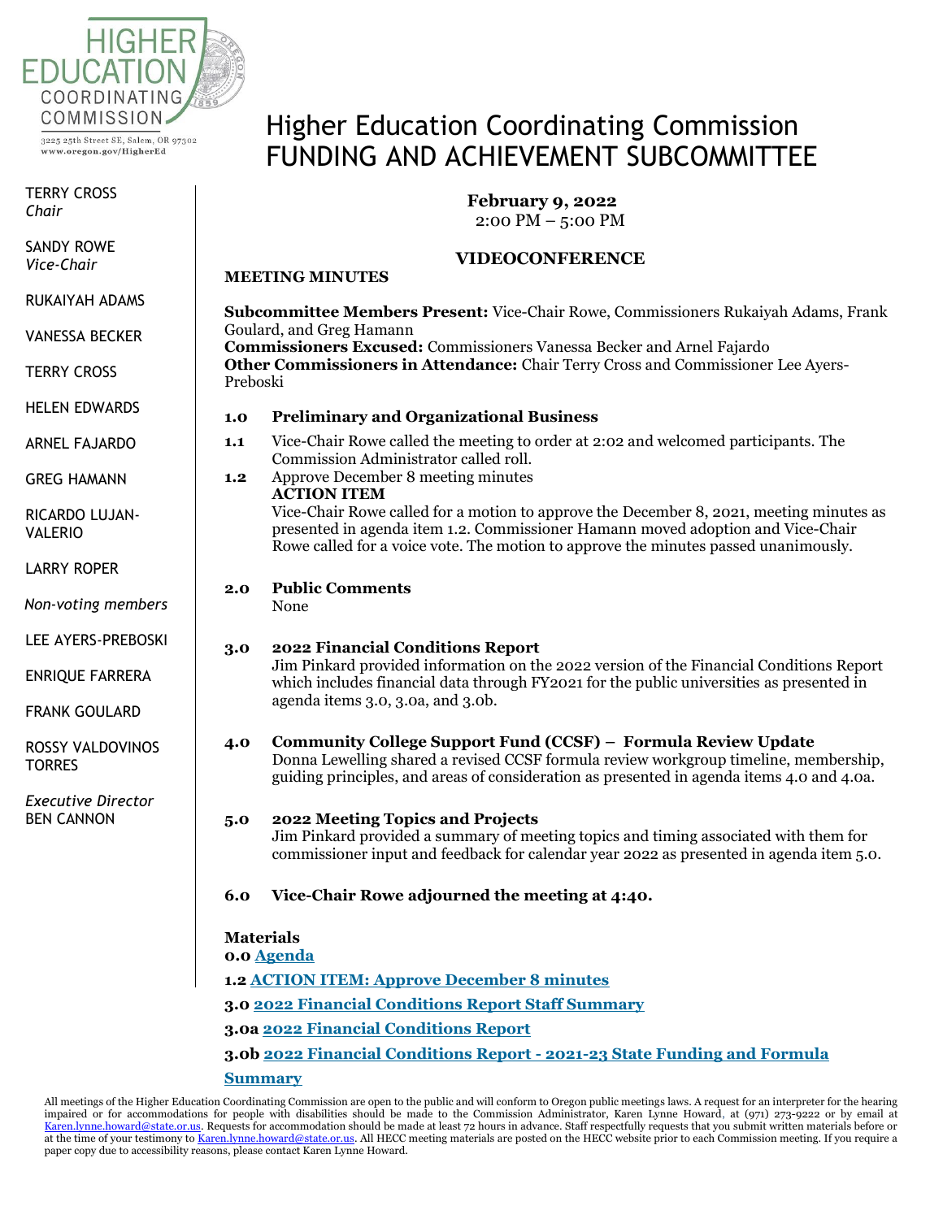HIGHER EDUCATION COORDINATING COMMISSION

3225 25th Street SE, Salem, OR 97302
www.oregon.gov/HigherEd

TERRY CROSS
*Chair*

SANDY ROWE
*Vice-Chair*

RUKAIYAH ADAMS

VANESSA BECKER

TERRY CROSS

HELEN EDWARDS

ARNEL FAJARDO

GREG HAMANN

RICARDO LUJAN-VALERIO

LARRY ROPER

*Non-voting members*

LEE AYERS-PREBOSKI

ENRIQUE FARRERA

FRANK GOULARD

ROSSY VALDOVINOS TORRES

*Executive Director*
BEN CANNON

# Higher Education Coordinating Commission FUNDING AND ACHIEVEMENT SUBCOMMITTEE

**February 9, 2022**
2:00 PM – 5:00 PM

**VIDEOCONFERENCE**

**MEETING MINUTES**

**Subcommittee Members Present:** Vice-Chair Rowe, Commissioners Rukaiyah Adams, Frank Goulard, and Greg Hamann
**Commissioners Excused:** Commissioners Vanessa Becker and Arnel Fajardo
**Other Commissioners in Attendance:** Chair Terry Cross and Commissioner Lee Ayers-Preboski

**1.0 Preliminary and Organizational Business**

**1.1** Vice-Chair Rowe called the meeting to order at 2:02 and welcomed participants. The Commission Administrator called roll.

**1.2** Approve December 8 meeting minutes
**ACTION ITEM**
Vice-Chair Rowe called for a motion to approve the December 8, 2021, meeting minutes as presented in agenda item 1.2. Commissioner Hamann moved adoption and Vice-Chair Rowe called for a voice vote. The motion to approve the minutes passed unanimously.

**2.0 Public Comments**
None

**3.0 2022 Financial Conditions Report**
Jim Pinkard provided information on the 2022 version of the Financial Conditions Report which includes financial data through FY2021 for the public universities as presented in agenda items 3.0, 3.0a, and 3.0b.

**4.0 Community College Support Fund (CCSF) – Formula Review Update**
Donna Lewelling shared a revised CCSF formula review workgroup timeline, membership, guiding principles, and areas of consideration as presented in agenda items 4.0 and 4.0a.

**5.0 2022 Meeting Topics and Projects**
Jim Pinkard provided a summary of meeting topics and timing associated with them for commissioner input and feedback for calendar year 2022 as presented in agenda item 5.0.

**6.0 Vice-Chair Rowe adjourned the meeting at 4:40.**

**Materials**

**0.0 Agenda**

**1.2 ACTION ITEM: Approve December 8 minutes**

**3.0 2022 Financial Conditions Report Staff Summary**

**3.0a 2022 Financial Conditions Report**

**3.0b 2022 Financial Conditions Report - 2021-23 State Funding and Formula Summary**

All meetings of the Higher Education Coordinating Commission are open to the public and will conform to Oregon public meetings laws. A request for an interpreter for the hearing impaired or for accommodations for people with disabilities should be made to the Commission Administrator, Karen Lynne Howard, at (971) 273-9222 or by email at Karen.lynne.howard@state.or.us. Requests for accommodation should be made at least 72 hours in advance. Staff respectfully requests that you submit written materials before or at the time of your testimony to Karen.lynne.howard@state.or.us. All HECC meeting materials are posted on the HECC website prior to each Commission meeting. If you require a paper copy due to accessibility reasons, please contact Karen Lynne Howard.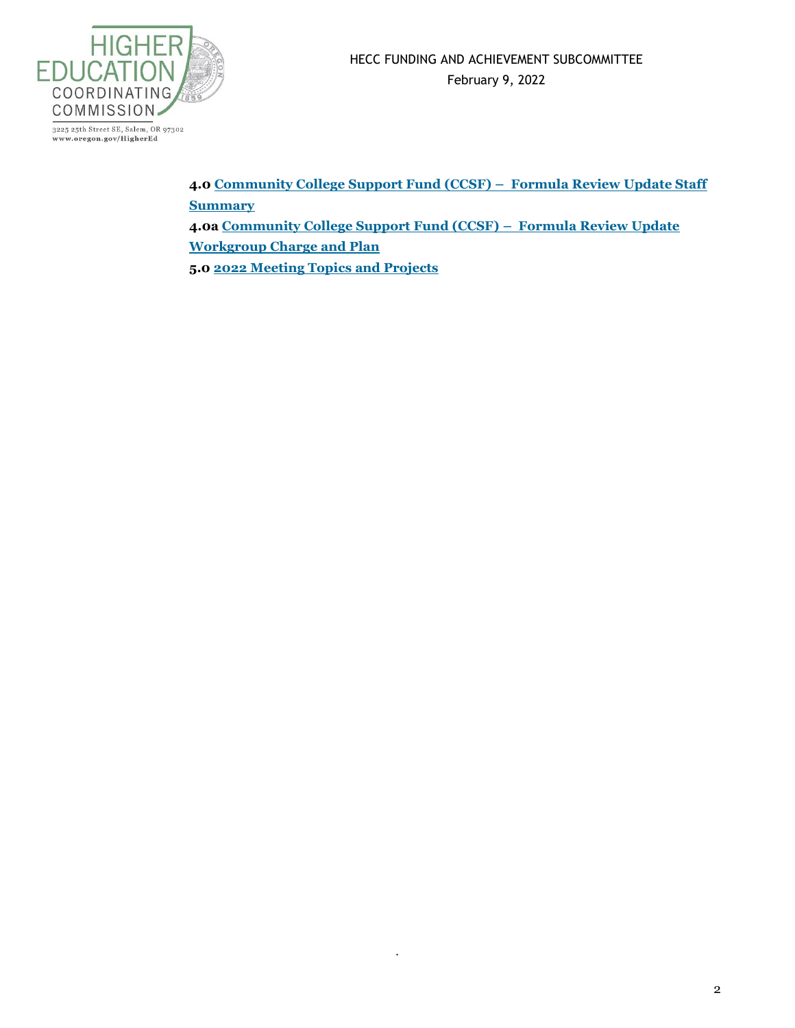**4.0** **Community College Support Fund (CCSF) – Formula Review Update Staff Summary**

**4.0a** **Community College Support Fund (CCSF) – Formula Review Update Workgroup Charge and Plan**

**5.0** **2022 Meeting Topics and Projects**